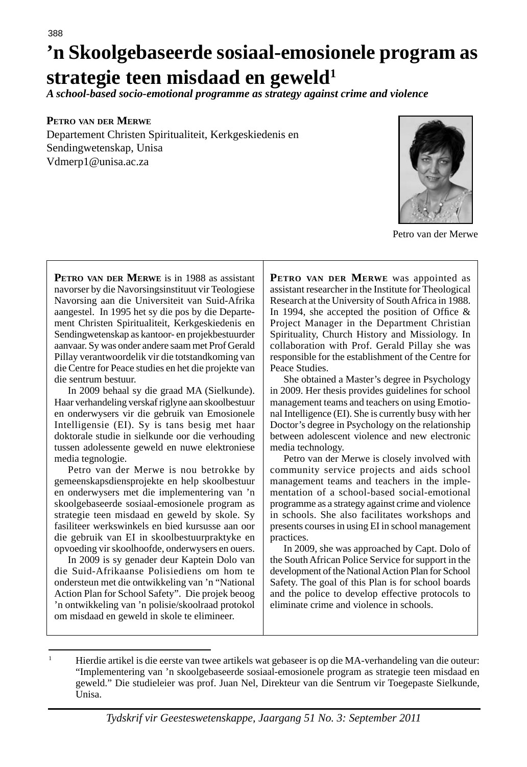# ’n Skoolgebaseerde sosiaal-emosionele program as strategie teen misdaad en geweld[1]

*A school-based socio-emotional programme as strategy against crime and violence*

**Petro van der Merwe**
Departement Christen Spiritualiteit, Kerkgeskiedenis en Sendingwetenskap, Unisa
Vdmerp1@unisa.ac.za

Petro van der Merwe

**Petro van der Merwe** is in 1988 as assistant navorser by die Navorsingsinstituut vir Teologiese Navorsing aan die Universiteit van Suid-Afrika aangestel. In 1995 het sy die pos by die Departement Christen Spiritualiteit, Kerkgeskiedenis en Sendingwetenskap as kantoor- en projekbestuurder aanvaar. Sy was onder andere saam met Prof Gerald Pillay verantwoordelik vir die totstandkoming van die Centre for Peace studies en het die projekte van die sentrum bestuur.

In 2009 behaal sy die graad MA (Sielkunde). Haar verhandeling verskaf riglyne aan skoolbestuur en onderwysers vir die gebruik van Emosionele Intelligensie (EI). Sy is tans besig met haar doktorale studie in sielkunde oor die verhouding tussen adolessente geweld en nuwe elektroniese media tegnologie.

Petro van der Merwe is nou betrokke by gemeenskapsdiensprojekte en help skoolbestuur en onderwysers met die implementering van ’n skoolgebaseerde sosiaal-emosionele program as strategie teen misdaad en geweld by skole. Sy fasiliteer werkswinkels en bied kursusse aan oor die gebruik van EI in skoolbestuurpraktyke en opvoeding vir skoolhoofde, onderwysers en ouers.

In 2009 is sy genader deur Kaptein Dolo van die Suid-Afrikaanse Polisiediens om hom te ondersteun met die ontwikkeling van ’n “National Action Plan for School Safety”. Die projek beoog ’n ontwikkeling van ’n polisie/skoolraad protokol om misdaad en geweld in skole te elimineer.

**Petro van der Merwe** was appointed as assistant researcher in the Institute for Theological Research at the University of South Africa in 1988. In 1994, she accepted the position of Office & Project Manager in the Department Christian Spirituality, Church History and Missiology. In collaboration with Prof. Gerald Pillay she was responsible for the establishment of the Centre for Peace Studies.

She obtained a Master’s degree in Psychology in 2009. Her thesis provides guidelines for school management teams and teachers on using Emotional Intelligence (EI). She is currently busy with her Doctor’s degree in Psychology on the relationship between adolescent violence and new electronic media technology.

Petro van der Merwe is closely involved with community service projects and aids school management teams and teachers in the implementation of a school-based social-emotional programme as a strategy against crime and violence in schools. She also facilitates workshops and presents courses in using EI in school management practices.

In 2009, she was approached by Capt. Dolo of the South African Police Service for support in the development of the National Action Plan for School Safety. The goal of this Plan is for school boards and the police to develop effective protocols to eliminate crime and violence in schools.

---

[1] Hierdie artikel is die eerste van twee artikels wat gebaseer is op die MA-verhandeling van die outeur: “Implementering van ’n skoolgebaseerde sosiaal-emosionele program as strategie teen misdaad en geweld.” Die studieleier was prof. Juan Nel, Direkteur van die Sentrum vir Toegepaste Sielkunde, Unisa.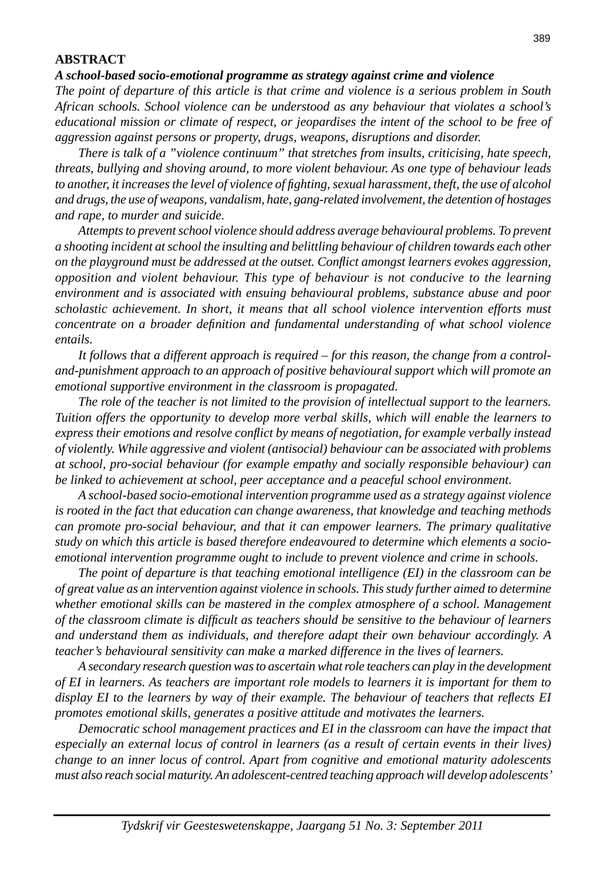**ABSTRACT**

***A school-based socio-emotional programme as strategy against crime and violence***

*The point of departure of this article is that crime and violence is a serious problem in South African schools. School violence can be understood as any behaviour that violates a school's educational mission or climate of respect, or jeopardises the intent of the school to be free of aggression against persons or property, drugs, weapons, disruptions and disorder.*

*There is talk of a "violence continuum" that stretches from insults, criticising, hate speech, threats, bullying and shoving around, to more violent behaviour. As one type of behaviour leads to another, it increases the level of violence of fighting, sexual harassment, theft, the use of alcohol and drugs, the use of weapons, vandalism, hate, gang-related involvement, the detention of hostages and rape, to murder and suicide.*

*Attempts to prevent school violence should address average behavioural problems. To prevent a shooting incident at school the insulting and belittling behaviour of children towards each other on the playground must be addressed at the outset. Conflict amongst learners evokes aggression, opposition and violent behaviour. This type of behaviour is not conducive to the learning environment and is associated with ensuing behavioural problems, substance abuse and poor scholastic achievement. In short, it means that all school violence intervention efforts must concentrate on a broader definition and fundamental understanding of what school violence entails.*

*It follows that a different approach is required – for this reason, the change from a control-and-punishment approach to an approach of positive behavioural support which will promote an emotional supportive environment in the classroom is propagated.*

*The role of the teacher is not limited to the provision of intellectual support to the learners. Tuition offers the opportunity to develop more verbal skills, which will enable the learners to express their emotions and resolve conflict by means of negotiation, for example verbally instead of violently. While aggressive and violent (antisocial) behaviour can be associated with problems at school, pro-social behaviour (for example empathy and socially responsible behaviour) can be linked to achievement at school, peer acceptance and a peaceful school environment.*

*A school-based socio-emotional intervention programme used as a strategy against violence is rooted in the fact that education can change awareness, that knowledge and teaching methods can promote pro-social behaviour, and that it can empower learners. The primary qualitative study on which this article is based therefore endeavoured to determine which elements a socio-emotional intervention programme ought to include to prevent violence and crime in schools.*

*The point of departure is that teaching emotional intelligence (EI) in the classroom can be of great value as an intervention against violence in schools. This study further aimed to determine whether emotional skills can be mastered in the complex atmosphere of a school. Management of the classroom climate is difficult as teachers should be sensitive to the behaviour of learners and understand them as individuals, and therefore adapt their own behaviour accordingly. A teacher's behavioural sensitivity can make a marked difference in the lives of learners.*

*A secondary research question was to ascertain what role teachers can play in the development of EI in learners. As teachers are important role models to learners it is important for them to display EI to the learners by way of their example. The behaviour of teachers that reflects EI promotes emotional skills, generates a positive attitude and motivates the learners.*

*Democratic school management practices and EI in the classroom can have the impact that especially an external locus of control in learners (as a result of certain events in their lives) change to an inner locus of control. Apart from cognitive and emotional maturity adolescents must also reach social maturity. An adolescent-centred teaching approach will develop adolescents'*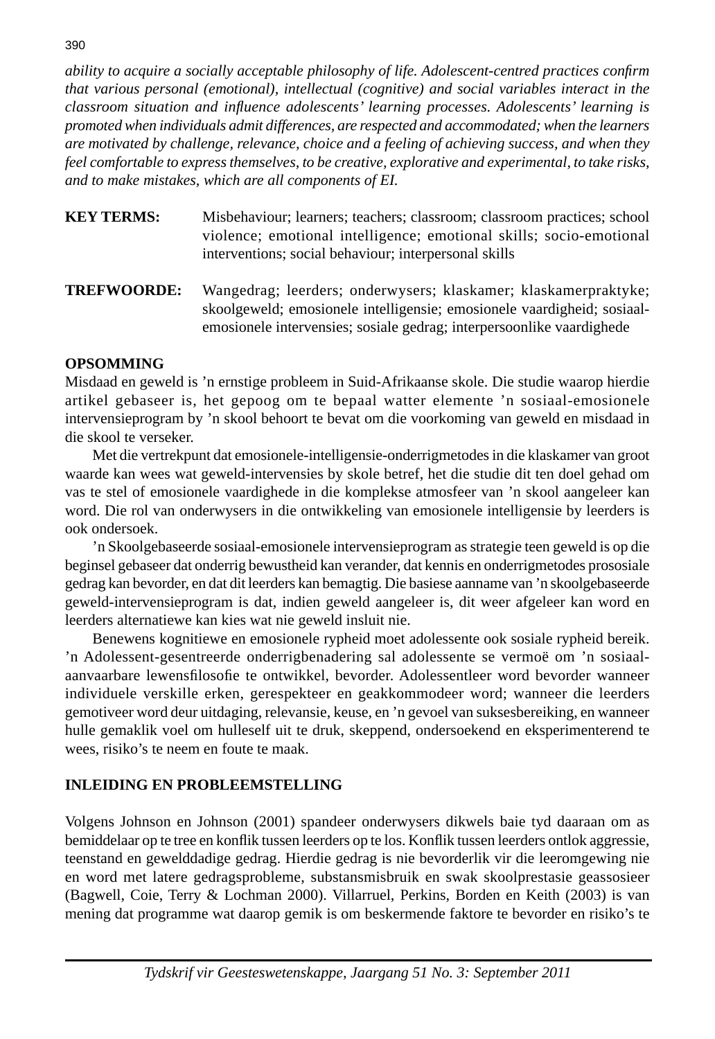*ability to acquire a socially acceptable philosophy of life. Adolescent-centred practices confirm that various personal (emotional), intellectual (cognitive) and social variables interact in the classroom situation and influence adolescents' learning processes. Adolescents' learning is promoted when individuals admit differences, are respected and accommodated; when the learners are motivated by challenge, relevance, choice and a feeling of achieving success, and when they feel comfortable to express themselves, to be creative, explorative and experimental, to take risks, and to make mistakes, which are all components of EI.*

**KEY TERMS:** Misbehaviour; learners; teachers; classroom; classroom practices; school violence; emotional intelligence; emotional skills; socio-emotional interventions; social behaviour; interpersonal skills

**TREFWOORDE:** Wangedrag; leerders; onderwysers; klaskamer; klaskamerpraktyke; skoolgeweld; emosionele intelligensie; emosionele vaardigheid; sosiaal-emosionele intervensies; sosiale gedrag; interpersoonlike vaardighede

## OPSOMMING

Misdaad en geweld is 'n ernstige probleem in Suid-Afrikaanse skole. Die studie waarop hierdie artikel gebaseer is, het gepoog om te bepaal watter elemente 'n sosiaal-emosionele intervensieprogram by 'n skool behoort te bevat om die voorkoming van geweld en misdaad in die skool te verseker.

Met die vertrekpunt dat emosionele-intelligensie-onderrigmetodes in die klaskamer van groot waarde kan wees wat geweld-intervensies by skole betref, het die studie dit ten doel gehad om vas te stel of emosionele vaardighede in die komplekse atmosfeer van 'n skool aangeleer kan word. Die rol van onderwysers in die ontwikkeling van emosionele intelligensie by leerders is ook ondersoek.

'n Skoolgebaseerde sosiaal-emosionele intervensieprogram as strategie teen geweld is op die beginsel gebaseer dat onderrig bewustheid kan verander, dat kennis en onderrigmetodes prososiale gedrag kan bevorder, en dat dit leerders kan bemagtig. Die basiese aanname van 'n skoolgebaseerde geweld-intervensieprogram is dat, indien geweld aangeleer is, dit weer afgeleer kan word en leerders alternatiewe kan kies wat nie geweld insluit nie.

Benewens kognitiewe en emosionele rypheid moet adolessente ook sosiale rypheid bereik. 'n Adolessent-gesentreerde onderrigbenadering sal adolessente se vermoë om 'n sosiaal-aanvaarbare lewensfilosofie te ontwikkel, bevorder. Adolessentleer word bevorder wanneer individuele verskille erken, gerespekteer en geakkommodeer word; wanneer die leerders gemotiveer word deur uitdaging, relevansie, keuse, en 'n gevoel van suksesbereiking, en wanneer hulle gemaklik voel om hulleself uit te druk, skeppend, ondersoekend en eksperimenterend te wees, risiko's te neem en foute te maak.

## INLEIDING EN PROBLEEMSTELLING

Volgens Johnson en Johnson (2001) spandeer onderwysers dikwels baie tyd daaraan om as bemiddelaar op te tree en konflik tussen leerders op te los. Konflik tussen leerders ontlok aggressie, teenstand en gewelddadige gedrag. Hierdie gedrag is nie bevorderlik vir die leeromgewing nie en word met latere gedragsprobleme, substansmisbruik en swak skoolprestasie geassosieer (Bagwell, Coie, Terry & Lochman 2000). Villarruel, Perkins, Borden en Keith (2003) is van mening dat programme wat daarop gemik is om beskermende faktore te bevorder en risiko's te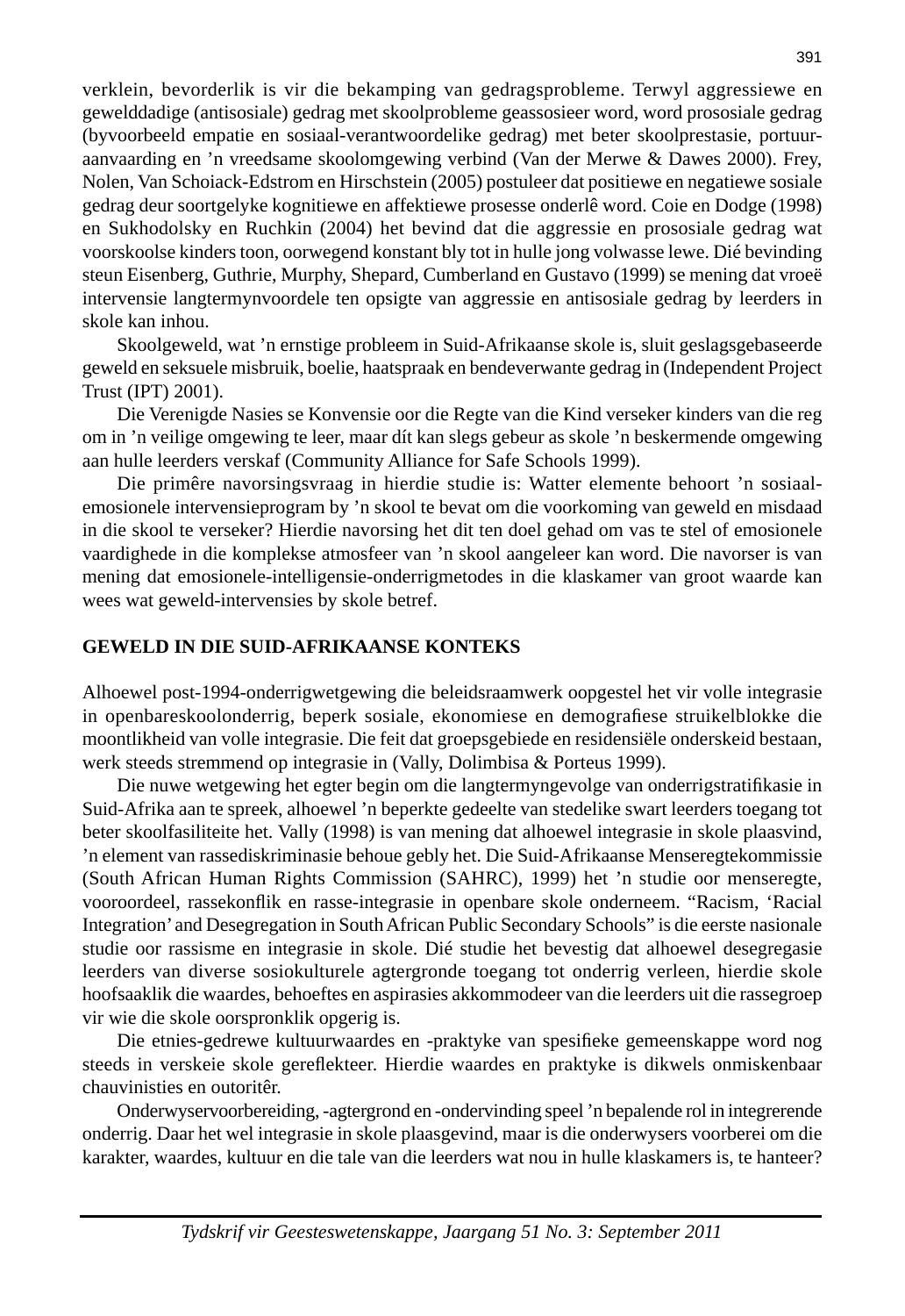verklein, bevorderlik is vir die bekamping van gedragsprobleme. Terwyl aggressiewe en gewelddadige (antisosiale) gedrag met skoolprobleme geassosieer word, word prososiale gedrag (byvoorbeeld empatie en sosiaal-verantwoordelike gedrag) met beter skoolprestasie, portuur-aanvaarding en 'n vreedsame skoolomgewing verbind (Van der Merwe & Dawes 2000). Frey, Nolen, Van Schoiack-Edstrom en Hirschstein (2005) postuleer dat positiewe en negatiewe sosiale gedrag deur soortgelyke kognitiewe en affektiewe prosesse onderlê word. Coie en Dodge (1998) en Sukhodolsky en Ruchkin (2004) het bevind dat die aggressie en prososiale gedrag wat voorskoolse kinders toon, oorwegend konstant bly tot in hulle jong volwasse lewe. Dié bevinding steun Eisenberg, Guthrie, Murphy, Shepard, Cumberland en Gustavo (1999) se mening dat vroeë intervensie langtermynvoordele ten opsigte van aggressie en antisosiale gedrag by leerders in skole kan inhou.

Skoolgeweld, wat 'n ernstige probleem in Suid-Afrikaanse skole is, sluit geslagsgebaseerde geweld en seksuele misbruik, boelie, haatspraak en bendeverwante gedrag in (Independent Project Trust (IPT) 2001).

Die Verenigde Nasies se Konvensie oor die Regte van die Kind verseker kinders van die reg om in 'n veilige omgewing te leer, maar dít kan slegs gebeur as skole 'n beskermende omgewing aan hulle leerders verskaf (Community Alliance for Safe Schools 1999).

Die primêre navorsingsvraag in hierdie studie is: Watter elemente behoort 'n sosiaal-emosionele intervensieprogram by 'n skool te bevat om die voorkoming van geweld en misdaad in die skool te verseker? Hierdie navorsing het dit ten doel gehad om vas te stel of emosionele vaardighede in die komplekse atmosfeer van 'n skool aangeleer kan word. Die navorser is van mening dat emosionele-intelligensie-onderrigmetodes in die klaskamer van groot waarde kan wees wat geweld-intervensies by skole betref.

## GEWELD IN DIE SUID-AFRIKAANSE KONTEKS

Alhoewel post-1994-onderrigwetgewing die beleidsraamwerk oopgestel het vir volle integrasie in openbareskoolonderrig, beperk sosiale, ekonomiese en demografiese struikelblokke die moontlikheid van volle integrasie. Die feit dat groepsgebiede en residensiële onderskeid bestaan, werk steeds stremmend op integrasie in (Vally, Dolimbisa & Porteus 1999).

Die nuwe wetgewing het egter begin om die langtermyngevolge van onderrigstratifikasie in Suid-Afrika aan te spreek, alhoewel 'n beperkte gedeelte van stedelike swart leerders toegang tot beter skoolfasiliteite het. Vally (1998) is van mening dat alhoewel integrasie in skole plaasvind, 'n element van rassediskriminasie behoue gebly het. Die Suid-Afrikaanse Menseregtekommissie (South African Human Rights Commission (SAHRC), 1999) het 'n studie oor menseregte, vooroordeel, rassekonflik en rasse-integrasie in openbare skole onderneem. "Racism, 'Racial Integration' and Desegregation in South African Public Secondary Schools" is die eerste nasionale studie oor rassisme en integrasie in skole. Dié studie het bevestig dat alhoewel desegregasie leerders van diverse sosiokulturele agtergronde toegang tot onderrig verleen, hierdie skole hoofsaaklik die waardes, behoeftes en aspirasies akkommodeer van die leerders uit die rassegroep vir wie die skole oorspronklik opgerig is.

Die etnies-gedrewe kultuurwaardes en -praktyke van spesifieke gemeenskappe word nog steeds in verskeie skole gereflekteer. Hierdie waardes en praktyke is dikwels onmiskenbaar chauvinisties en outoritêr.

Onderwyservoorbereiding, -agtergrond en -ondervinding speel 'n bepalende rol in integrerende onderrig. Daar het wel integrasie in skole plaasgevind, maar is die onderwysers voorberei om die karakter, waardes, kultuur en die tale van die leerders wat nou in hulle klaskamers is, te hanteer?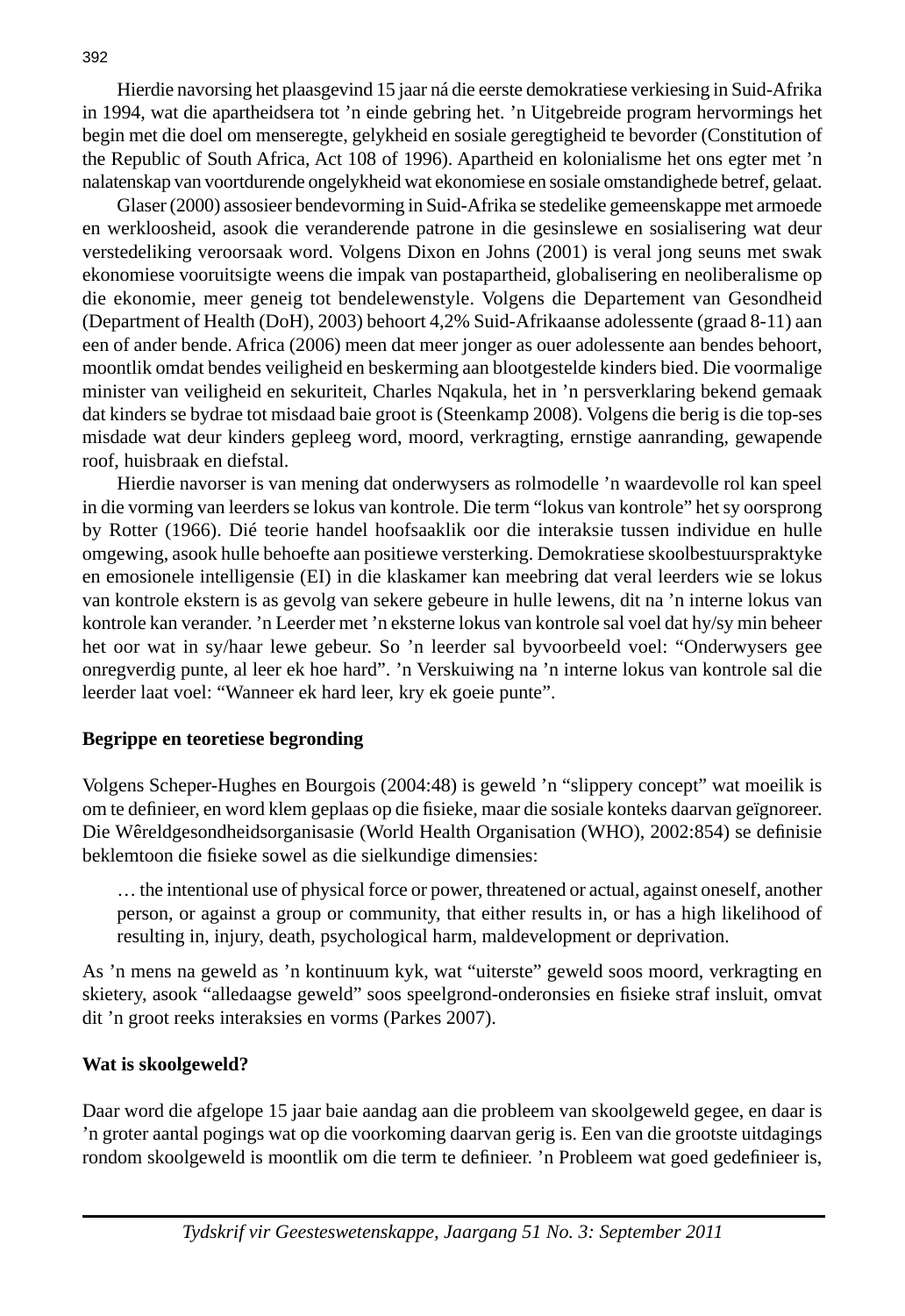Hierdie navorsing het plaasgevind 15 jaar ná die eerste demokratiese verkiesing in Suid-Afrika in 1994, wat die apartheidsera tot 'n einde gebring het. 'n Uitgebreide program hervormings het begin met die doel om menseregte, gelykheid en sosiale geregtigheid te bevorder (Constitution of the Republic of South Africa, Act 108 of 1996). Apartheid en kolonialisme het ons egter met 'n nalatenskap van voortdurende ongelykheid wat ekonomiese en sosiale omstandighede betref, gelaat.

Glaser (2000) assosieer bendevorming in Suid-Afrika se stedelike gemeenskappe met armoede en werkloosheid, asook die veranderende patrone in die gesinslewe en sosialisering wat deur verstedeliking veroorsaak word. Volgens Dixon en Johns (2001) is veral jong seuns met swak ekonomiese vooruitsigte weens die impak van postapartheid, globalisering en neoliberalisme op die ekonomie, meer geneig tot bendelewenstyle. Volgens die Departement van Gesondheid (Department of Health (DoH), 2003) behoort 4,2% Suid-Afrikaanse adolessente (graad 8-11) aan een of ander bende. Africa (2006) meen dat meer jonger as ouer adolessente aan bendes behoort, moontlik omdat bendes veiligheid en beskerming aan blootgestelde kinders bied. Die voormalige minister van veiligheid en sekuriteit, Charles Nqakula, het in 'n persverklaring bekend gemaak dat kinders se bydrae tot misdaad baie groot is (Steenkamp 2008). Volgens die berig is die top-ses misdade wat deur kinders gepleeg word, moord, verkragting, ernstige aanranding, gewapende roof, huisbraak en diefstal.

Hierdie navorser is van mening dat onderwysers as rolmodelle 'n waardevolle rol kan speel in die vorming van leerders se lokus van kontrole. Die term "lokus van kontrole" het sy oorsprong by Rotter (1966). Dié teorie handel hoofsaaklik oor die interaksie tussen individue en hulle omgewing, asook hulle behoefte aan positiewe versterking. Demokratiese skoolbestuurspraktyke en emosionele intelligensie (EI) in die klaskamer kan meebring dat veral leerders wie se lokus van kontrole ekstern is as gevolg van sekere gebeure in hulle lewens, dit na 'n interne lokus van kontrole kan verander. 'n Leerder met 'n eksterne lokus van kontrole sal voel dat hy/sy min beheer het oor wat in sy/haar lewe gebeur. So 'n leerder sal byvoorbeeld voel: "Onderwysers gee onregverdig punte, al leer ek hoe hard". 'n Verskuiwing na 'n interne lokus van kontrole sal die leerder laat voel: "Wanneer ek hard leer, kry ek goeie punte".

## Begrippe en teoretiese begronding

Volgens Scheper-Hughes en Bourgois (2004:48) is geweld 'n "slippery concept" wat moeilik is om te definieer, en word klem geplaas op die fisieke, maar die sosiale konteks daarvan geïgnoreer. Die Wêreldgesondheidsorganisasie (World Health Organisation (WHO), 2002:854) se definisie beklemtoon die fisieke sowel as die sielkundige dimensies:

> … the intentional use of physical force or power, threatened or actual, against oneself, another person, or against a group or community, that either results in, or has a high likelihood of resulting in, injury, death, psychological harm, maldevelopment or deprivation.

As 'n mens na geweld as 'n kontinuum kyk, wat "uiterste" geweld soos moord, verkragting en skietery, asook "alledaagse geweld" soos speelgrond-onderonsies en fisieke straf insluit, omvat dit 'n groot reeks interaksies en vorms (Parkes 2007).

## Wat is skoolgeweld?

Daar word die afgelope 15 jaar baie aandag aan die probleem van skoolgeweld gegee, en daar is 'n groter aantal pogings wat op die voorkoming daarvan gerig is. Een van die grootste uitdagings rondom skoolgeweld is moontlik om die term te definieer. 'n Probleem wat goed gedefinieer is,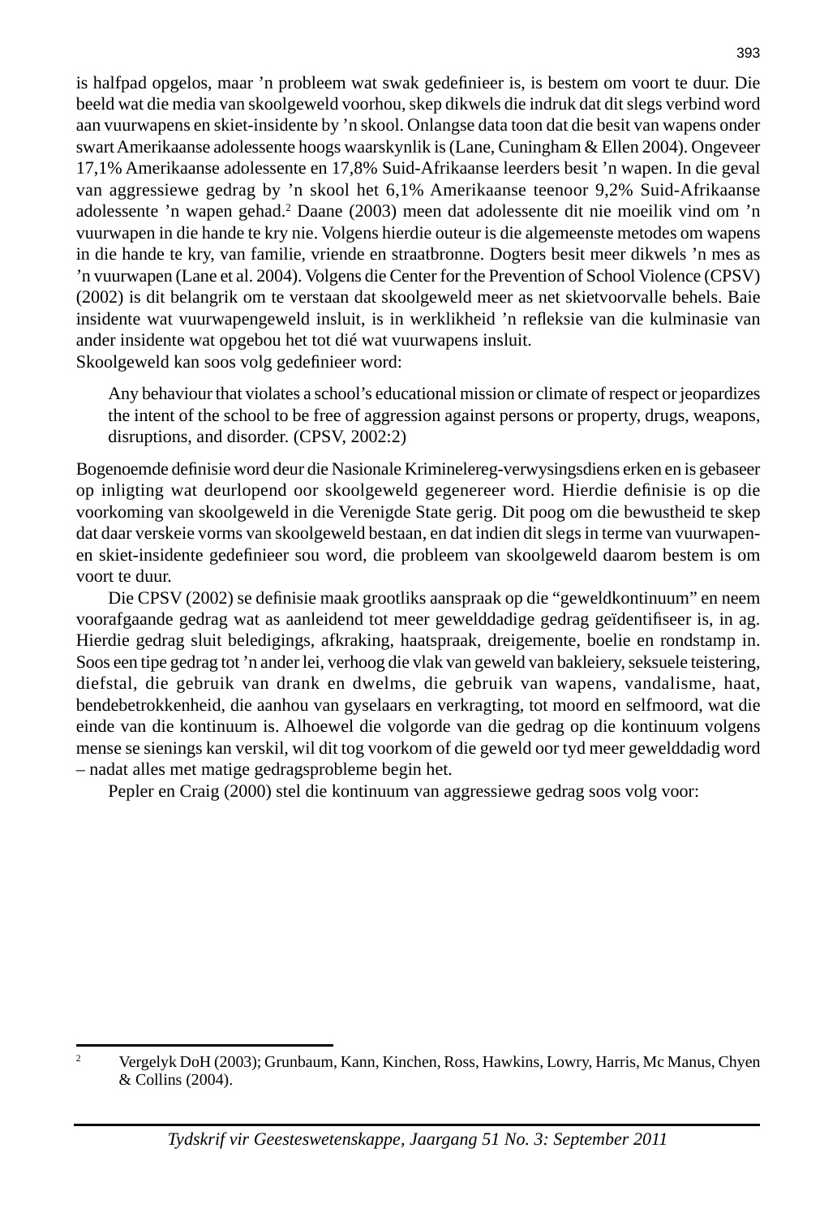is halfpad opgelos, maar ’n probleem wat swak gedefinieer is, is bestem om voort te duur. Die beeld wat die media van skoolgeweld voorhou, skep dikwels die indruk dat dit slegs verbind word aan vuurwapens en skiet-insidente by ’n skool. Onlangse data toon dat die besit van wapens onder swart Amerikaanse adolessente hoogs waarskynlik is (Lane, Cuningham & Ellen 2004). Ongeveer 17,1% Amerikaanse adolessente en 17,8% Suid-Afrikaanse leerders besit ’n wapen. In die geval van aggressiewe gedrag by ’n skool het 6,1% Amerikaanse teenoor 9,2% Suid-Afrikaanse adolessente ’n wapen gehad.[2] Daane (2003) meen dat adolessente dit nie moeilik vind om ’n vuurwapen in die hande te kry nie. Volgens hierdie outeur is die algemeenste metodes om wapens in die hande te kry, van familie, vriende en straatbronne. Dogters besit meer dikwels ’n mes as ’n vuurwapen (Lane et al. 2004). Volgens die Center for the Prevention of School Violence (CPSV) (2002) is dit belangrik om te verstaan dat skoolgeweld meer as net skietvoorvalle behels. Baie insidente wat vuurwapengeweld insluit, is in werklikheid ’n refleksie van die kulminasie van ander insidente wat opgebou het tot dié wat vuurwapens insluit.

Skoolgeweld kan soos volg gedefinieer word:

> Any behaviour that violates a school’s educational mission or climate of respect or jeopardizes the intent of the school to be free of aggression against persons or property, drugs, weapons, disruptions, and disorder. (CPSV, 2002:2)

Bogenoemde definisie word deur die Nasionale Kriminelereg-verwysingsdiens erken en is gebaseer op inligting wat deurlopend oor skoolgeweld gegenereer word. Hierdie definisie is op die voorkoming van skoolgeweld in die Verenigde State gerig. Dit poog om die bewustheid te skep dat daar verskeie vorms van skoolgeweld bestaan, en dat indien dit slegs in terme van vuurwapen- en skiet-insidente gedefinieer sou word, die probleem van skoolgeweld daarom bestem is om voort te duur.

Die CPSV (2002) se definisie maak grootliks aanspraak op die “geweldkontinuum” en neem voorafgaande gedrag wat as aanleidend tot meer gewelddadige gedrag geïdentifiseer is, in ag. Hierdie gedrag sluit beledigings, afkraking, haatspraak, dreigemente, boelie en rondstamp in. Soos een tipe gedrag tot ’n ander lei, verhoog die vlak van geweld van bakleiery, seksuele teistering, diefstal, die gebruik van drank en dwelms, die gebruik van wapens, vandalisme, haat, bendebetrokkenheid, die aanhou van gyselaars en verkragting, tot moord en selfmoord, wat die einde van die kontinuum is. Alhoewel die volgorde van die gedrag op die kontinuum volgens mense se sienings kan verskil, wil dit tog voorkom of die geweld oor tyd meer gewelddadig word – nadat alles met matige gedragsprobleme begin het.

Pepler en Craig (2000) stel die kontinuum van aggressiewe gedrag soos volg voor:

---

[2] Vergelyk DoH (2003); Grunbaum, Kann, Kinchen, Ross, Hawkins, Lowry, Harris, Mc Manus, Chyen & Collins (2004).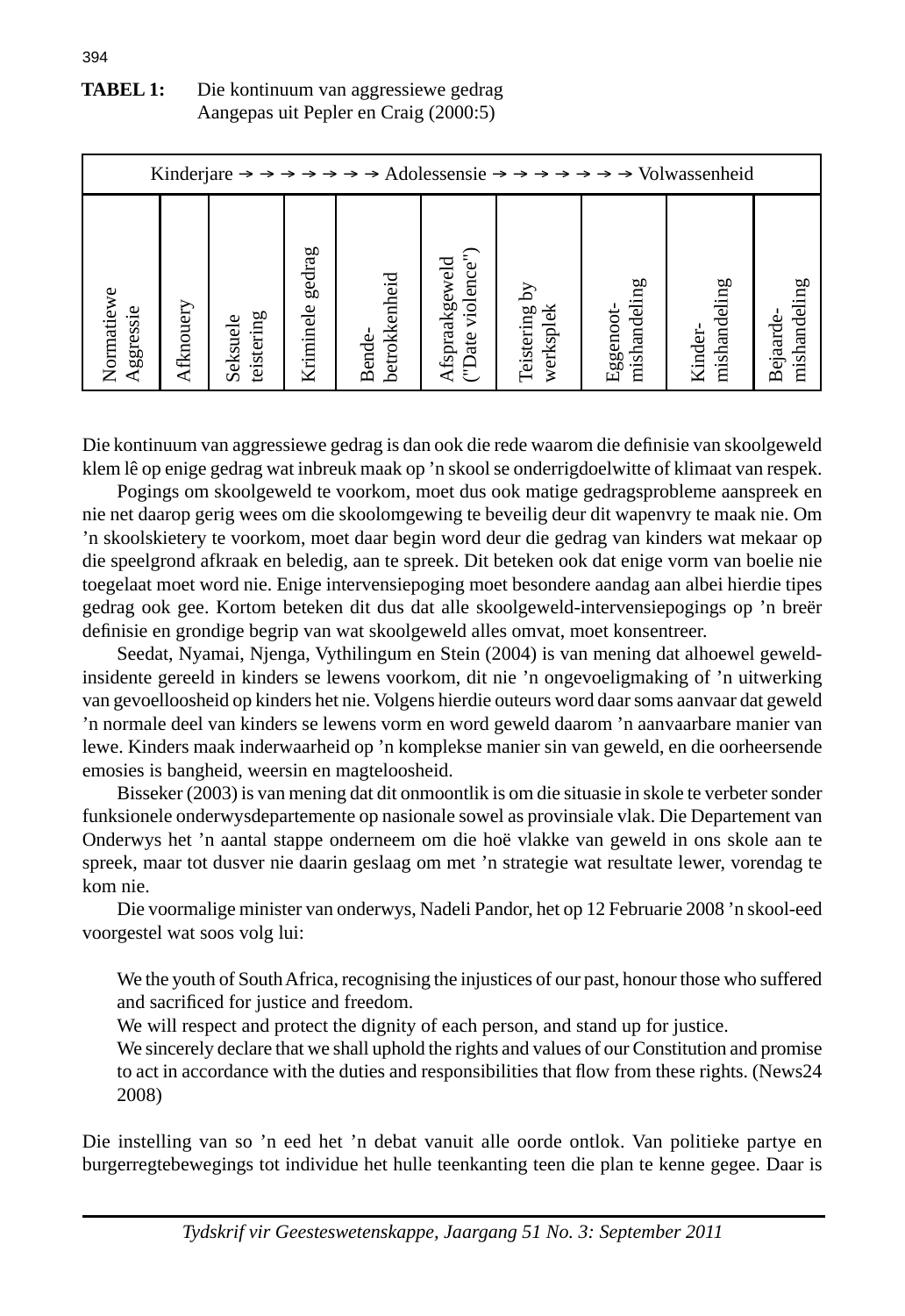**TABEL 1:** Die kontinuum van aggressiewe gedrag
Aangepas uit Pepler en Craig (2000:5)

| Kinderjare → → → → → → → Adolessensie → → → → → → → Volwassenheid | | | | | | | | | |
|---|---|---|---|---|---|---|---|---|---|
| Normatiewe Aggressie | Afknouery | Seksuele teistering | Kriminele gedrag | Bende-betrokkenheid | Afspraakgeweld ("Date violence") | Teistering by werksplek | Eggenoot-mishandeling | Kinder-mishandeling | Bejaarde-mishandeling |

Die kontinuum van aggressiewe gedrag is dan ook die rede waarom die definisie van skoolgeweld klem lê op enige gedrag wat inbreuk maak op 'n skool se onderrigdoelwitte of klimaat van respek.

Pogings om skoolgeweld te voorkom, moet dus ook matige gedragsprobleme aanspreek en nie net daarop gerig wees om die skoolomgewing te beveilig deur dit wapenvry te maak nie. Om 'n skoolskietery te voorkom, moet daar begin word deur die gedrag van kinders wat mekaar op die speelgrond afkraak en beledig, aan te spreek. Dit beteken ook dat enige vorm van boelie nie toegelaat moet word nie. Enige intervensiepoging moet besondere aandag aan albei hierdie tipes gedrag ook gee. Kortom beteken dit dus dat alle skoolgeweld-intervensiepogings op 'n breër definisie en grondige begrip van wat skoolgeweld alles omvat, moet konsentreer.

Seedat, Nyamai, Njenga, Vythilingum en Stein (2004) is van mening dat alhoewel geweldinsidente gereeld in kinders se lewens voorkom, dit nie 'n ongevoeligmaking of 'n uitwerking van gevoelloosheid op kinders het nie. Volgens hierdie outeurs word daar soms aanvaar dat geweld 'n normale deel van kinders se lewens vorm en word geweld daarom 'n aanvaarbare manier van lewe. Kinders maak inderwaarheid op 'n komplekse manier sin van geweld, en die oorheersende emosies is bangheid, weersin en magteloosheid.

Bisseker (2003) is van mening dat dit onmoontlik is om die situasie in skole te verbeter sonder funksionele onderwysdepartemente op nasionale sowel as provinsiale vlak. Die Departement van Onderwys het 'n aantal stappe onderneem om die hoë vlakke van geweld in ons skole aan te spreek, maar tot dusver nie daarin geslaag om met 'n strategie wat resultate lewer, vorendag te kom nie.

Die voormalige minister van onderwys, Nadeli Pandor, het op 12 Februarie 2008 'n skool-eed voorgestel wat soos volg lui:

> We the youth of South Africa, recognising the injustices of our past, honour those who suffered and sacrificed for justice and freedom.
>
> We will respect and protect the dignity of each person, and stand up for justice.
>
> We sincerely declare that we shall uphold the rights and values of our Constitution and promise to act in accordance with the duties and responsibilities that flow from these rights. (News24 2008)

Die instelling van so 'n eed het 'n debat vanuit alle oorde ontlok. Van politieke partye en burgerregtebewegings tot individue het hulle teenkanting teen die plan te kenne gegee. Daar is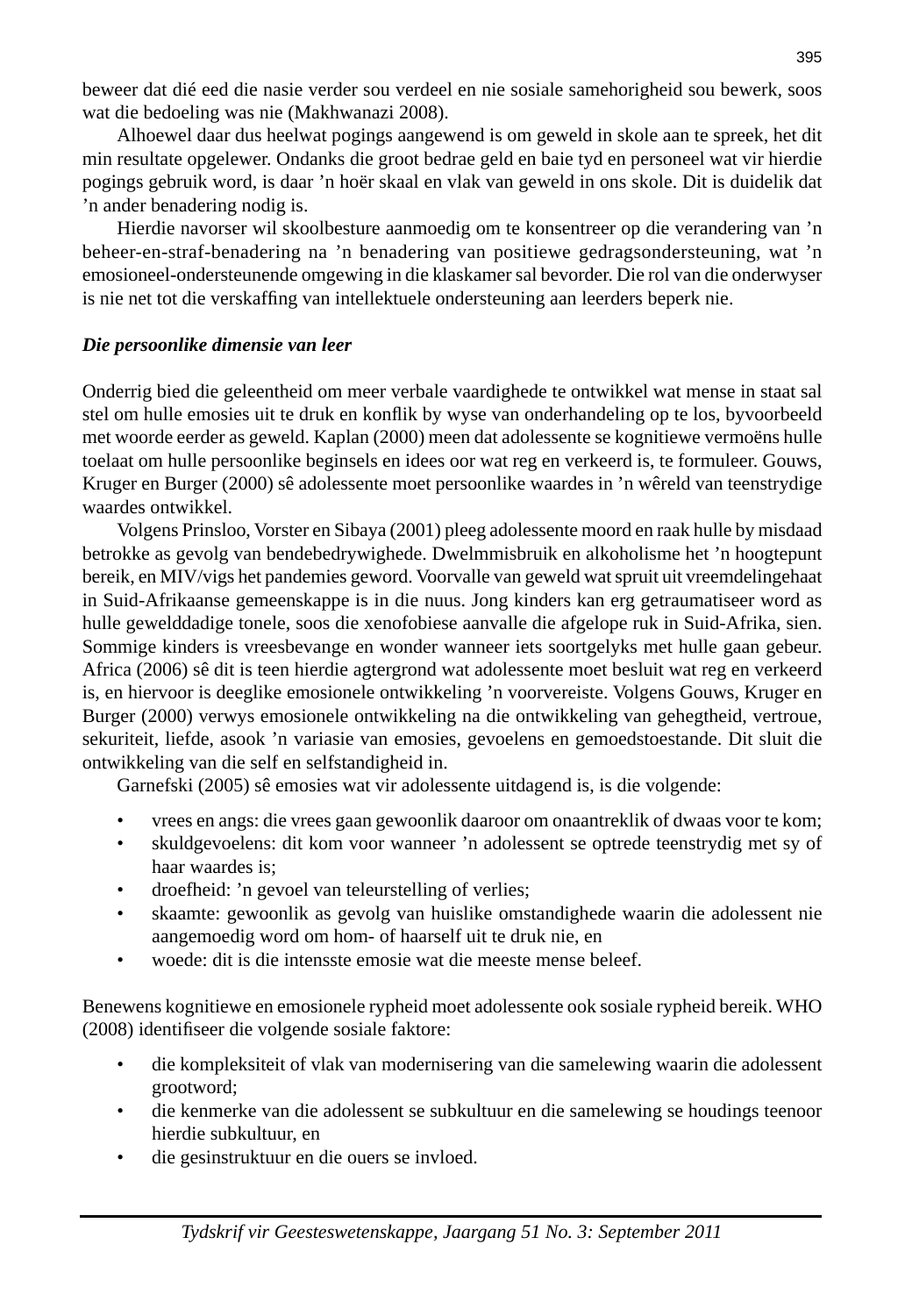beweer dat dié eed die nasie verder sou verdeel en nie sosiale samehorigheid sou bewerk, soos wat die bedoeling was nie (Makhwanazi 2008).

Alhoewel daar dus heelwat pogings aangewend is om geweld in skole aan te spreek, het dit min resultate opgelewer. Ondanks die groot bedrae geld en baie tyd en personeel wat vir hierdie pogings gebruik word, is daar 'n hoër skaal en vlak van geweld in ons skole. Dit is duidelik dat 'n ander benadering nodig is.

Hierdie navorser wil skoolbesture aanmoedig om te konsentreer op die verandering van 'n beheer-en-straf-benadering na 'n benadering van positiewe gedragsondersteuning, wat 'n emosioneel-ondersteunende omgewing in die klaskamer sal bevorder. Die rol van die onderwyser is nie net tot die verskaffing van intellektuele ondersteuning aan leerders beperk nie.

***Die persoonlike dimensie van leer***

Onderrig bied die geleentheid om meer verbale vaardighede te ontwikkel wat mense in staat sal stel om hulle emosies uit te druk en konflik by wyse van onderhandeling op te los, byvoorbeeld met woorde eerder as geweld. Kaplan (2000) meen dat adolessente se kognitiewe vermoëns hulle toelaat om hulle persoonlike beginsels en idees oor wat reg en verkeerd is, te formuleer. Gouws, Kruger en Burger (2000) sê adolessente moet persoonlike waardes in 'n wêreld van teenstrydige waardes ontwikkel.

Volgens Prinsloo, Vorster en Sibaya (2001) pleeg adolessente moord en raak hulle by misdaad betrokke as gevolg van bendebedrywighede. Dwelmmisbruik en alkoholisme het 'n hoogtepunt bereik, en MIV/vigs het pandemies geword. Voorvalle van geweld wat spruit uit vreemdelingehaat in Suid-Afrikaanse gemeenskappe is in die nuus. Jong kinders kan erg getraumatiseer word as hulle gewelddadige tonele, soos die xenofobiese aanvalle die afgelope ruk in Suid-Afrika, sien. Sommige kinders is vreesbevange en wonder wanneer iets soortgelyks met hulle gaan gebeur. Africa (2006) sê dit is teen hierdie agtergrond wat adolessente moet besluit wat reg en verkeerd is, en hiervoor is deeglike emosionele ontwikkeling 'n voorvereiste. Volgens Gouws, Kruger en Burger (2000) verwys emosionele ontwikkeling na die ontwikkeling van gehegtheid, vertroue, sekuriteit, liefde, asook 'n variasie van emosies, gevoelens en gemoedstoestande. Dit sluit die ontwikkeling van die self en selfstandigheid in.

Garnefski (2005) sê emosies wat vir adolessente uitdagend is, is die volgende:

- vrees en angs: die vrees gaan gewoonlik daaroor om onaantreklik of dwaas voor te kom;
- skuldgevoelens: dit kom voor wanneer 'n adolessent se optrede teenstrydig met sy of haar waardes is;
- droefheid: 'n gevoel van teleurstelling of verlies;
- skaamte: gewoonlik as gevolg van huislike omstandighede waarin die adolessent nie aangemoedig word om hom- of haarself uit te druk nie, en
- woede: dit is die intensste emosie wat die meeste mense beleef.

Benewens kognitiewe en emosionele rypheid moet adolessente ook sosiale rypheid bereik. WHO (2008) identifiseer die volgende sosiale faktore:

- die kompleksiteit of vlak van modernisering van die samelewing waarin die adolessent grootword;
- die kenmerke van die adolessent se subkultuur en die samelewing se houdings teenoor hierdie subkultuur, en
- die gesinstruktuur en die ouers se invloed.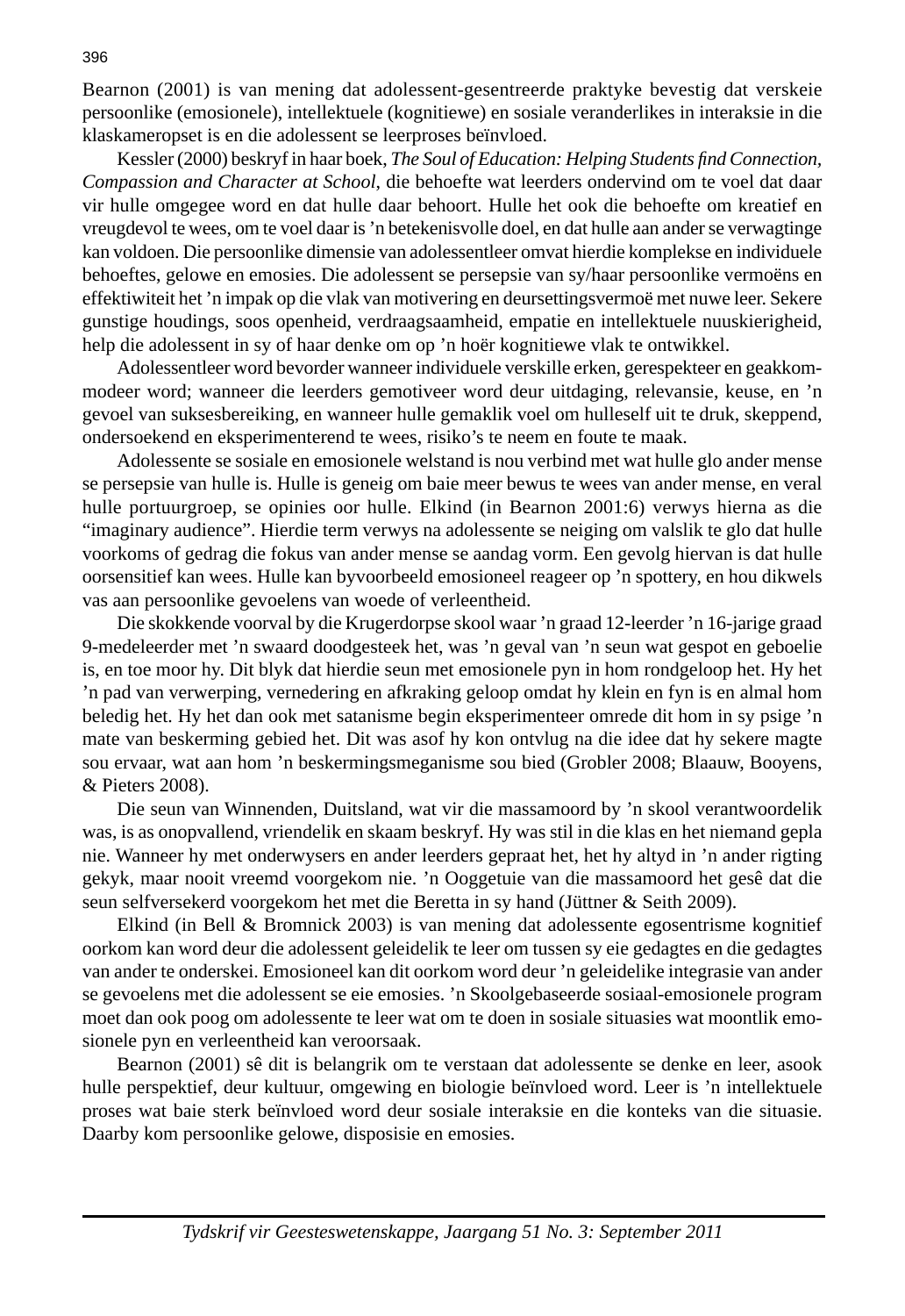Bearnon (2001) is van mening dat adolessent-gesentreerde praktyke bevestig dat verskeie persoonlike (emosionele), intellektuele (kognitiewe) en sosiale veranderlikes in interaksie in die klaskameropset is en die adolessent se leerproses beïnvloed.

Kessler (2000) beskryf in haar boek, *The Soul of Education: Helping Students find Connection, Compassion and Character at School*, die behoefte wat leerders ondervind om te voel dat daar vir hulle omgegee word en dat hulle daar behoort. Hulle het ook die behoefte om kreatief en vreugdevol te wees, om te voel daar is 'n betekenisvolle doel, en dat hulle aan ander se verwagtinge kan voldoen. Die persoonlike dimensie van adolessentleer omvat hierdie komplekse en individuele behoeftes, gelowe en emosies. Die adolessent se persepsie van sy/haar persoonlike vermoëns en effektiwiteit het 'n impak op die vlak van motivering en deursettingsvermoë met nuwe leer. Sekere gunstige houdings, soos openheid, verdraagsaamheid, empatie en intellektuele nuuskierigheid, help die adolessent in sy of haar denke om op 'n hoër kognitiewe vlak te ontwikkel.

Adolessentleer word bevorder wanneer individuele verskille erken, gerespekteer en geakkommodeer word; wanneer die leerders gemotiveer word deur uitdaging, relevansie, keuse, en 'n gevoel van suksesbereiking, en wanneer hulle gemaklik voel om hulleself uit te druk, skeppend, ondersoekend en eksperimenterend te wees, risiko's te neem en foute te maak.

Adolessente se sosiale en emosionele welstand is nou verbind met wat hulle glo ander mense se persepsie van hulle is. Hulle is geneig om baie meer bewus te wees van ander mense, en veral hulle portuurgroep, se opinies oor hulle. Elkind (in Bearnon 2001:6) verwys hierna as die "imaginary audience". Hierdie term verwys na adolessente se neiging om valslik te glo dat hulle voorkoms of gedrag die fokus van ander mense se aandag vorm. Een gevolg hiervan is dat hulle oorsensitief kan wees. Hulle kan byvoorbeeld emosioneel reageer op 'n spottery, en hou dikwels vas aan persoonlike gevoelens van woede of verleentheid.

Die skokkende voorval by die Krugerdorpse skool waar 'n graad 12-leerder 'n 16-jarige graad 9-medeleerder met 'n swaard doodgesteek het, was 'n geval van 'n seun wat gespot en geboelie is, en toe moor hy. Dit blyk dat hierdie seun met emosionele pyn in hom rondgeloop het. Hy het 'n pad van verwerping, vernedering en afkraking geloop omdat hy klein en fyn is en almal hom beledig het. Hy het dan ook met satanisme begin eksperimenteer omrede dit hom in sy psige 'n mate van beskerming gebied het. Dit was asof hy kon ontvlug na die idee dat hy sekere magte sou ervaar, wat aan hom 'n beskermingsmeganisme sou bied (Grobler 2008; Blaauw, Booyens, & Pieters 2008).

Die seun van Winnenden, Duitsland, wat vir die massamoord by 'n skool verantwoordelik was, is as onopvallend, vriendelik en skaam beskryf. Hy was stil in die klas en het niemand gepla nie. Wanneer hy met onderwysers en ander leerders gepraat het, het hy altyd in 'n ander rigting gekyk, maar nooit vreemd voorgekom nie. 'n Ooggetuie van die massamoord het gesê dat die seun selfversekerd voorgekom het met die Beretta in sy hand (Jüttner & Seith 2009).

Elkind (in Bell & Bromnick 2003) is van mening dat adolessente egosentrisme kognitief oorkom kan word deur die adolessent geleidelik te leer om tussen sy eie gedagtes en die gedagtes van ander te onderskei. Emosioneel kan dit oorkom word deur 'n geleidelike integrasie van ander se gevoelens met die adolessent se eie emosies. 'n Skoolgebaseerde sosiaal-emosionele program moet dan ook poog om adolessente te leer wat om te doen in sosiale situasies wat moontlik emosionele pyn en verleentheid kan veroorsaak.

Bearnon (2001) sê dit is belangrik om te verstaan dat adolessente se denke en leer, asook hulle perspektief, deur kultuur, omgewing en biologie beïnvloed word. Leer is 'n intellektuele proses wat baie sterk beïnvloed word deur sosiale interaksie en die konteks van die situasie. Daarby kom persoonlike gelowe, disposisie en emosies.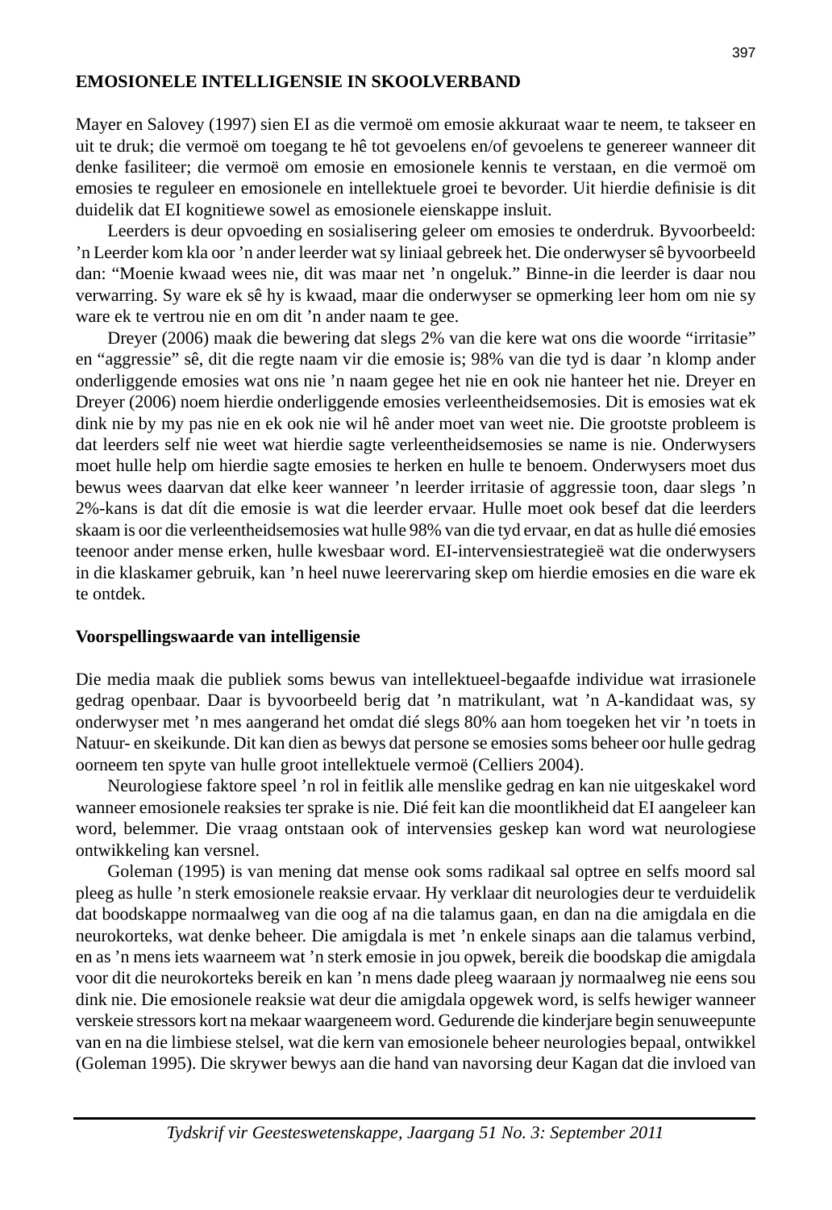## EMOSIONELE INTELLIGENSIE IN SKOOLVERBAND

Mayer en Salovey (1997) sien EI as die vermoë om emosie akkuraat waar te neem, te takseer en uit te druk; die vermoë om toegang te hê tot gevoelens en/of gevoelens te genereer wanneer dit denke fasiliteer; die vermoë om emosie en emosionele kennis te verstaan, en die vermoë om emosies te reguleer en emosionele en intellektuele groei te bevorder. Uit hierdie definisie is dit duidelik dat EI kognitiewe sowel as emosionele eienskappe insluit.

Leerders is deur opvoeding en sosialisering geleer om emosies te onderdruk. Byvoorbeeld: ’n Leerder kom kla oor ’n ander leerder wat sy liniaal gebreek het. Die onderwyser sê byvoorbeeld dan: “Moenie kwaad wees nie, dit was maar net ’n ongeluk.” Binne-in die leerder is daar nou verwarring. Sy ware ek sê hy is kwaad, maar die onderwyser se opmerking leer hom om nie sy ware ek te vertrou nie en om dit ’n ander naam te gee.

Dreyer (2006) maak die bewering dat slegs 2% van die kere wat ons die woorde “irritasie” en “aggressie” sê, dit die regte naam vir die emosie is; 98% van die tyd is daar ’n klomp ander onderliggende emosies wat ons nie ’n naam gegee het nie en ook nie hanteer het nie. Dreyer en Dreyer (2006) noem hierdie onderliggende emosies verleentheidsemosies. Dit is emosies wat ek dink nie by my pas nie en ek ook nie wil hê ander moet van weet nie. Die grootste probleem is dat leerders self nie weet wat hierdie sagte verleentheidsemosies se name is nie. Onderwysers moet hulle help om hierdie sagte emosies te herken en hulle te benoem. Onderwysers moet dus bewus wees daarvan dat elke keer wanneer ’n leerder irritasie of aggressie toon, daar slegs ’n 2%-kans is dat dít die emosie is wat die leerder ervaar. Hulle moet ook besef dat die leerders skaam is oor die verleentheidsemosies wat hulle 98% van die tyd ervaar, en dat as hulle dié emosies teenoor ander mense erken, hulle kwesbaar word. EI-intervensiestrategieë wat die onderwysers in die klaskamer gebruik, kan ’n heel nuwe leerervaring skep om hierdie emosies en die ware ek te ontdek.

### Voorspellingswaarde van intelligensie

Die media maak die publiek soms bewus van intellektueel-begaafde individue wat irrasionele gedrag openbaar. Daar is byvoorbeeld berig dat ’n matrikulant, wat ’n A-kandidaat was, sy onderwyser met ’n mes aangerand het omdat dié slegs 80% aan hom toegeken het vir ’n toets in Natuur- en skeikunde. Dit kan dien as bewys dat persone se emosies soms beheer oor hulle gedrag oorneem ten spyte van hulle groot intellektuele vermoë (Celliers 2004).

Neurologiese faktore speel ’n rol in feitlik alle menslike gedrag en kan nie uitgeskakel word wanneer emosionele reaksies ter sprake is nie. Dié feit kan die moontlikheid dat EI aangeleer kan word, belemmer. Die vraag ontstaan ook of intervensies geskep kan word wat neurologiese ontwikkeling kan versnel.

Goleman (1995) is van mening dat mense ook soms radikaal sal optree en selfs moord sal pleeg as hulle ’n sterk emosionele reaksie ervaar. Hy verklaar dit neurologies deur te verduidelik dat boodskappe normaalweg van die oog af na die talamus gaan, en dan na die amigdala en die neurokorteks, wat denke beheer. Die amigdala is met ’n enkele sinaps aan die talamus verbind, en as ’n mens iets waarneem wat ’n sterk emosie in jou opwek, bereik die boodskap die amigdala voor dit die neurokorteks bereik en kan ’n mens dade pleeg waaraan jy normaalweg nie eens sou dink nie. Die emosionele reaksie wat deur die amigdala opgewek word, is selfs hewiger wanneer verskeie stressors kort na mekaar waargeneem word. Gedurende die kinderjare begin senuweepunte van en na die limbiese stelsel, wat die kern van emosionele beheer neurologies bepaal, ontwikkel (Goleman 1995). Die skrywer bewys aan die hand van navorsing deur Kagan dat die invloed van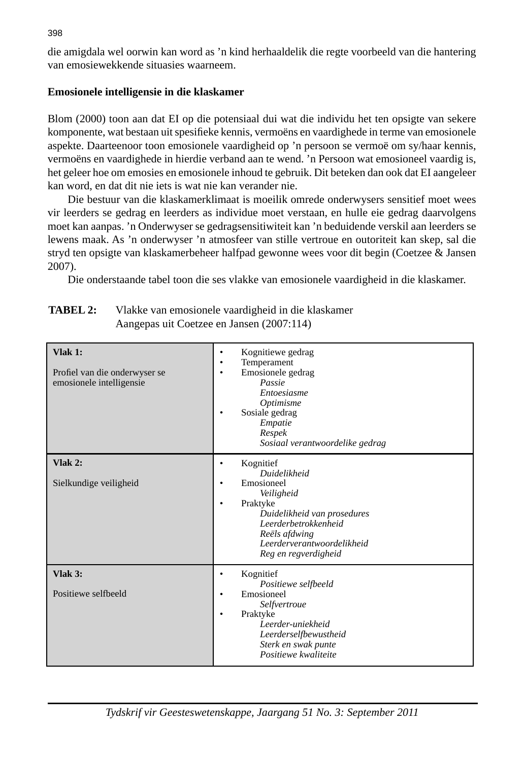die amigdala wel oorwin kan word as ’n kind herhaaldelik die regte voorbeeld van die hantering van emosiewekkende situasies waarneem.

**Emosionele intelligensie in die klaskamer**

Blom (2000) toon aan dat EI op die potensiaal dui wat die individu het ten opsigte van sekere komponente, wat bestaan uit spesifieke kennis, vermoëns en vaardighede in terme van emosionele aspekte. Daarteenoor toon emosionele vaardigheid op ’n persoon se vermoë om sy/haar kennis, vermoëns en vaardighede in hierdie verband aan te wend. ’n Persoon wat emosioneel vaardig is, het geleer hoe om emosies en emosionele inhoud te gebruik. Dit beteken dan ook dat EI aangeleer kan word, en dat dit nie iets is wat nie kan verander nie.

Die bestuur van die klaskamerklimaat is moeilik omrede onderwysers sensitief moet wees vir leerders se gedrag en leerders as individue moet verstaan, en hulle eie gedrag daarvolgens moet kan aanpas. ’n Onderwyser se gedragsensitiwiteit kan ’n beduidende verskil aan leerders se lewens maak. As ’n onderwyser ’n atmosfeer van stille vertroue en outoriteit kan skep, sal die stryd ten opsigte van klaskamerbeheer halfpad gewonne wees voor dit begin (Coetzee & Jansen 2007).

Die onderstaande tabel toon die ses vlakke van emosionele vaardigheid in die klaskamer.

**TABEL 2:** Vlakke van emosionele vaardigheid in die klaskamer
Aangepas uit Coetzee en Jansen (2007:114)

| Vlak | Inhoud |
|---|---|
| **Vlak 1:** Profiel van die onderwyser se emosionele intelligensie | • Kognitiewe gedrag<br>• Temperament<br>• Emosionele gedrag<br>*Passie*<br>*Entoesiasme*<br>*Optimisme*<br>• Sosiale gedrag<br>*Empatie*<br>*Respek*<br>*Sosiaal verantwoordelike gedrag* |
| **Vlak 2:** Sielkundige veiligheid | • Kognitief<br>*Duidelikheid*<br>• Emosioneel<br>*Veiligheid*<br>• Praktyke<br>*Duidelikheid van prosedures*<br>*Leerderbetrokkenheid*<br>*Reëls afdwing*<br>*Leerderverantwoordelikheid*<br>*Reg en regverdigheid* |
| **Vlak 3:** Positiewe selfbeeld | • Kognitief<br>*Positiewe selfbeeld*<br>• Emosioneel<br>*Selfvertroue*<br>• Praktyke<br>*Leerder-uniekheid*<br>*Leerderselfbewustheid*<br>*Sterk en swak punte*<br>*Positiewe kwaliteite* |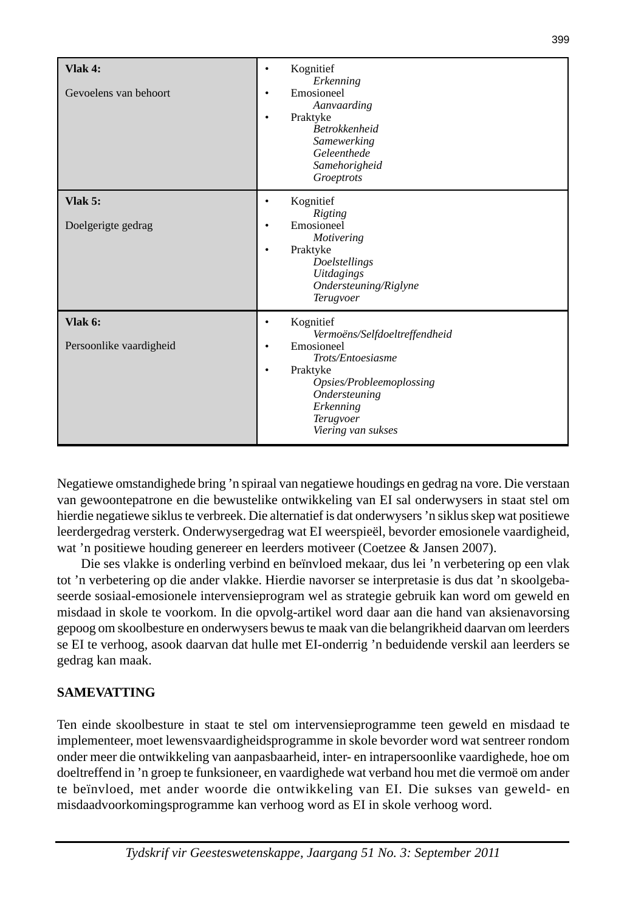| | |
|---|---|
| **Vlak 4:**<br><br>Gevoelens van behoort | • Kognitief<br>*Erkenning*<br>• Emosioneel<br>*Aanvaarding*<br>• Praktyke<br>*Betrokkenheid*<br>*Samewerking*<br>*Geleenthede*<br>*Samehorigheid*<br>*Groeptrots* |
| **Vlak 5:**<br><br>Doelgerigte gedrag | • Kognitief<br>*Rigting*<br>• Emosioneel<br>*Motivering*<br>• Praktyke<br>*Doelstellings*<br>*Uitdagings*<br>*Ondersteuning/Riglyne*<br>*Terugvoer* |
| **Vlak 6:**<br><br>Persoonlike vaardigheid | • Kognitief<br>*Vermoëns/Selfdoeltreffendheid*<br>• Emosioneel<br>*Trots/Entoesiasme*<br>• Praktyke<br>*Opsies/Probleemoplossing*<br>*Ondersteuning*<br>*Erkenning*<br>*Terugvoer*<br>*Viering van sukses* |

Negatiewe omstandighede bring 'n spiraal van negatiewe houdings en gedrag na vore. Die verstaan van gewoontepatrone en die bewustelike ontwikkeling van EI sal onderwysers in staat stel om hierdie negatiewe siklus te verbreek. Die alternatief is dat onderwysers 'n siklus skep wat positiewe leerdergedrag versterk. Onderwysergedrag wat EI weerspieël, bevorder emosionele vaardigheid, wat 'n positiewe houding genereer en leerders motiveer (Coetzee & Jansen 2007).

Die ses vlakke is onderling verbind en beïnvloed mekaar, dus lei 'n verbetering op een vlak tot 'n verbetering op die ander vlakke. Hierdie navorser se interpretasie is dus dat 'n skoolgebaseerde sosiaal-emosionele intervensieprogram wel as strategie gebruik kan word om geweld en misdaad in skole te voorkom. In die opvolg-artikel word daar aan die hand van aksienavorsing gepoog om skoolbesture en onderwysers bewus te maak van die belangrikheid daarvan om leerders se EI te verhoog, asook daarvan dat hulle met EI-onderrig 'n beduidende verskil aan leerders se gedrag kan maak.

## SAMEVATTING

Ten einde skoolbesture in staat te stel om intervensieprogramme teen geweld en misdaad te implementeer, moet lewensvaardigheidsprogramme in skole bevorder word wat sentreer rondom onder meer die ontwikkeling van aanpasbaarheid, inter- en intrapersoonlike vaardighede, hoe om doeltreffend in 'n groep te funksioneer, en vaardighede wat verband hou met die vermoë om ander te beïnvloed, met ander woorde die ontwikkeling van EI. Die sukses van geweld- en misdaadvoorkomingsprogramme kan verhoog word as EI in skole verhoog word.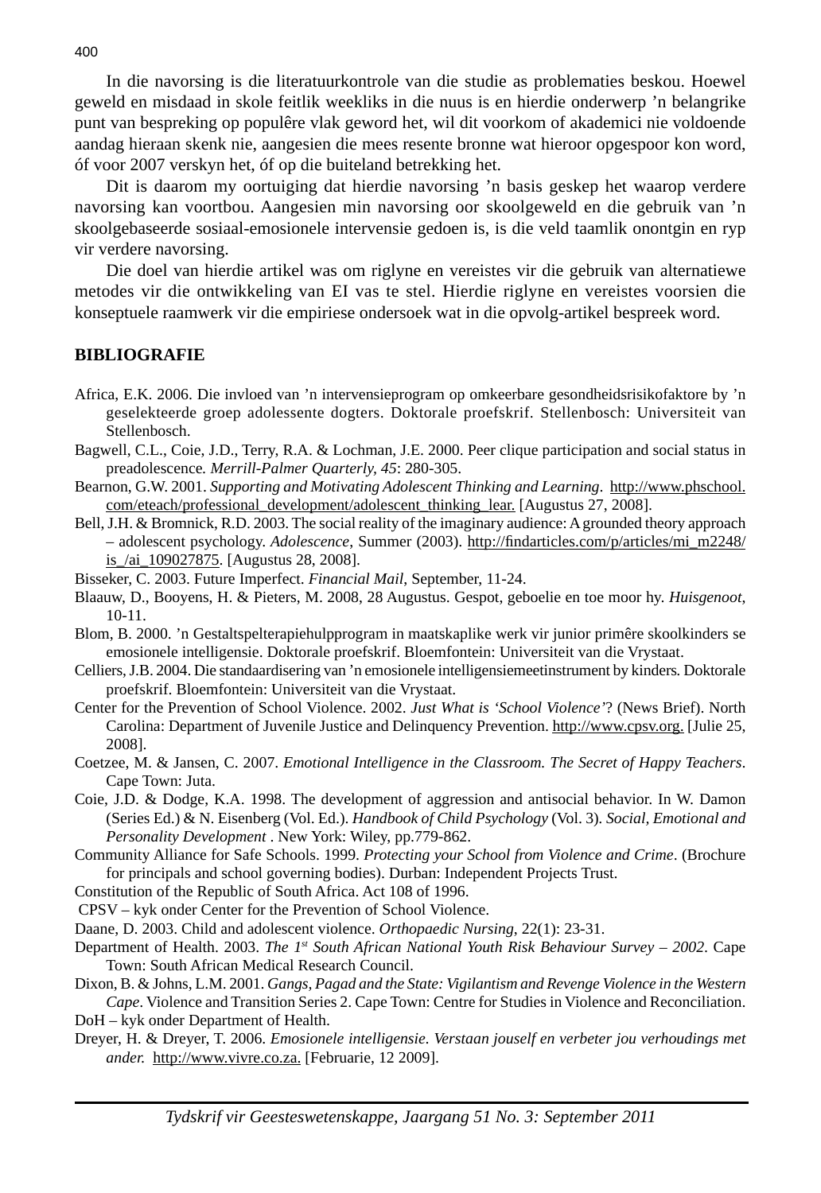In die navorsing is die literatuurkontrole van die studie as problematies beskou. Hoewel geweld en misdaad in skole feitlik weekliks in die nuus is en hierdie onderwerp 'n belangrike punt van bespreking op populêre vlak geword het, wil dit voorkom of akademici nie voldoende aandag hieraan skenk nie, aangesien die mees resente bronne wat hieroor opgespoor kon word, óf voor 2007 verskyn het, óf op die buiteland betrekking het.

Dit is daarom my oortuiging dat hierdie navorsing 'n basis geskep het waarop verdere navorsing kan voortbou. Aangesien min navorsing oor skoolgeweld en die gebruik van 'n skoolgebaseerde sosiaal-emosionele intervensie gedoen is, is die veld taamlik onontgin en ryp vir verdere navorsing.

Die doel van hierdie artikel was om riglyne en vereistes vir die gebruik van alternatiewe metodes vir die ontwikkeling van EI vas te stel. Hierdie riglyne en vereistes voorsien die konseptuele raamwerk vir die empiriese ondersoek wat in die opvolg-artikel bespreek word.

## BIBLIOGRAFIE

Africa, E.K. 2006. Die invloed van 'n intervensieprogram op omkeerbare gesondheidsrisikofaktore by 'n geselekteerde groep adolessente dogters. Doktorale proefskrif. Stellenbosch: Universiteit van Stellenbosch.

Bagwell, C.L., Coie, J.D., Terry, R.A. & Lochman, J.E. 2000. Peer clique participation and social status in preadolescence. *Merrill-Palmer Quarterly, 45*: 280-305.

Bearnon, G.W. 2001. *Supporting and Motivating Adolescent Thinking and Learning*. http://www.phschool.com/eteach/professional_development/adolescent_thinking_lear. [Augustus 27, 2008].

Bell, J.H. & Bromnick, R.D. 2003. The social reality of the imaginary audience: A grounded theory approach – adolescent psychology. *Adolescence*, Summer (2003). http://findarticles.com/p/articles/mi_m2248/is_/ai_109027875. [Augustus 28, 2008].

Bisseker, C. 2003. Future Imperfect. *Financial Mail*, September, 11-24.

Blaauw, D., Booyens, H. & Pieters, M. 2008, 28 Augustus. Gespot, geboelie en toe moor hy. *Huisgenoot*, 10-11.

Blom, B. 2000. 'n Gestaltspelterapiehulpprogram in maatskaplike werk vir junior primêre skoolkinders se emosionele intelligensie. Doktorale proefskrif. Bloemfontein: Universiteit van die Vrystaat.

Celliers, J.B. 2004. Die standaardisering van 'n emosionele intelligensiemeetinstrument by kinders. Doktorale proefskrif. Bloemfontein: Universiteit van die Vrystaat.

Center for the Prevention of School Violence. 2002. *Just What is 'School Violence'*? (News Brief). North Carolina: Department of Juvenile Justice and Delinquency Prevention. http://www.cpsv.org. [Julie 25, 2008].

Coetzee, M. & Jansen, C. 2007. *Emotional Intelligence in the Classroom. The Secret of Happy Teachers*. Cape Town: Juta.

Coie, J.D. & Dodge, K.A. 1998. The development of aggression and antisocial behavior. In W. Damon (Series Ed.) & N. Eisenberg (Vol. Ed.). *Handbook of Child Psychology* (Vol. 3). *Social, Emotional and Personality Development* . New York: Wiley, pp.779-862.

Community Alliance for Safe Schools. 1999. *Protecting your School from Violence and Crime*. (Brochure for principals and school governing bodies). Durban: Independent Projects Trust.

Constitution of the Republic of South Africa. Act 108 of 1996.

CPSV – kyk onder Center for the Prevention of School Violence.

Daane, D. 2003. Child and adolescent violence. *Orthopaedic Nursing*, 22(1): 23-31.

Department of Health. 2003. *The 1st South African National Youth Risk Behaviour Survey – 2002*. Cape Town: South African Medical Research Council.

Dixon, B. & Johns, L.M. 2001. *Gangs, Pagad and the State: Vigilantism and Revenge Violence in the Western Cape*. Violence and Transition Series 2. Cape Town: Centre for Studies in Violence and Reconciliation.

DoH – kyk onder Department of Health.

Dreyer, H. & Dreyer, T. 2006. *Emosionele intelligensie. Verstaan jouself en verbeter jou verhoudings met ander.* http://www.vivre.co.za. [Februarie, 12 2009].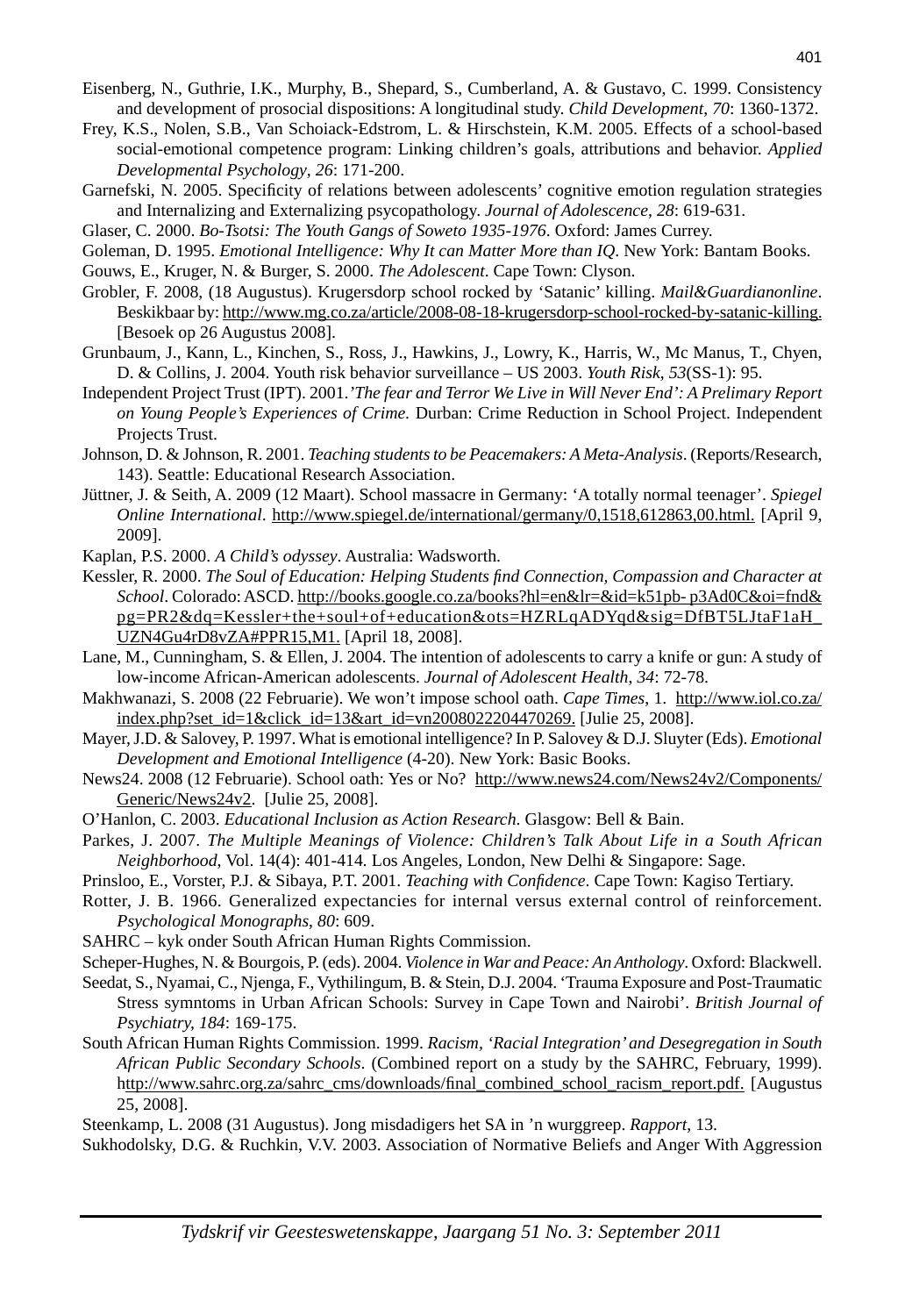Eisenberg, N., Guthrie, I.K., Murphy, B., Shepard, S., Cumberland, A. & Gustavo, C. 1999. Consistency and development of prosocial dispositions: A longitudinal study. *Child Development*, *70*: 1360-1372.

Frey, K.S., Nolen, S.B., Van Schoiack-Edstrom, L. & Hirschstein, K.M. 2005. Effects of a school-based social-emotional competence program: Linking children's goals, attributions and behavior. *Applied Developmental Psychology*, *26*: 171-200.

Garnefski, N. 2005. Specificity of relations between adolescents' cognitive emotion regulation strategies and Internalizing and Externalizing psycopathology. *Journal of Adolescence, 28*: 619-631.

Glaser, C. 2000. *Bo-Tsotsi: The Youth Gangs of Soweto 1935-1976*. Oxford: James Currey.

Goleman, D. 1995. *Emotional Intelligence: Why It can Matter More than IQ*. New York: Bantam Books.

Gouws, E., Kruger, N. & Burger, S. 2000. *The Adolescent*. Cape Town: Clyson.

Grobler, F. 2008, (18 Augustus). Krugersdorp school rocked by 'Satanic' killing. *Mail&Guardianonline*. Beskikbaar by: http://www.mg.co.za/article/2008-08-18-krugersdorp-school-rocked-by-satanic-killing. [Besoek op 26 Augustus 2008].

Grunbaum, J., Kann, L., Kinchen, S., Ross, J., Hawkins, J., Lowry, K., Harris, W., Mc Manus, T., Chyen, D. & Collins, J. 2004. Youth risk behavior surveillance – US 2003. *Youth Risk*, *53*(SS-1): 95.

Independent Project Trust (IPT). 2001.*'The fear and Terror We Live in Will Never End': A Prelimary Report on Young People's Experiences of Crime.* Durban: Crime Reduction in School Project. Independent Projects Trust.

Johnson, D. & Johnson, R. 2001. *Teaching students to be Peacemakers: A Meta-Analysis*. (Reports/Research, 143). Seattle: Educational Research Association.

Jüttner, J. & Seith, A. 2009 (12 Maart). School massacre in Germany: 'A totally normal teenager'. *Spiegel Online International*. http://www.spiegel.de/international/germany/0,1518,612863,00.html. [April 9, 2009].

Kaplan, P.S. 2000. *A Child's odyssey*. Australia: Wadsworth.

Kessler, R. 2000. *The Soul of Education: Helping Students find Connection, Compassion and Character at School*. Colorado: ASCD. http://books.google.co.za/books?hl=en&lr=&id=k51pb- p3Ad0C&oi=fnd&pg=PR2&dq=Kessler+the+soul+of+education&ots=HZRLqADYqd&sig=DfBT5LJtaF1aH_UZN4Gu4rD8vZA#PPR15,M1. [April 18, 2008].

Lane, M., Cunningham, S. & Ellen, J. 2004. The intention of adolescents to carry a knife or gun: A study of low-income African-American adolescents. *Journal of Adolescent Health*, *34*: 72-78.

Makhwanazi, S. 2008 (22 Februarie). We won't impose school oath. *Cape Times*, 1. http://www.iol.co.za/index.php?set_id=1&click_id=13&art_id=vn20080222204470269. [Julie 25, 2008].

Mayer, J.D. & Salovey, P. 1997. What is emotional intelligence? In P. Salovey & D.J. Sluyter (Eds). *Emotional Development and Emotional Intelligence* (4-20). New York: Basic Books.

News24. 2008 (12 Februarie). School oath: Yes or No? http://www.news24.com/News24v2/Components/Generic/News24v2. [Julie 25, 2008].

O'Hanlon, C. 2003. *Educational Inclusion as Action Research*. Glasgow: Bell & Bain.

Parkes, J. 2007. *The Multiple Meanings of Violence: Children's Talk About Life in a South African Neighborhood*, Vol. 14(4): 401-414. Los Angeles, London, New Delhi & Singapore: Sage.

Prinsloo, E., Vorster, P.J. & Sibaya, P.T. 2001. *Teaching with Confidence*. Cape Town: Kagiso Tertiary.

Rotter, J. B. 1966. Generalized expectancies for internal versus external control of reinforcement. *Psychological Monographs*, *80*: 609.

SAHRC – kyk onder South African Human Rights Commission.

Scheper-Hughes, N. & Bourgois, P. (eds). 2004. *Violence in War and Peace: An Anthology*. Oxford: Blackwell.

Seedat, S., Nyamai, C., Njenga, F., Vythilingum, B. & Stein, D.J. 2004. 'Trauma Exposure and Post-Traumatic Stress symntoms in Urban African Schools: Survey in Cape Town and Nairobi'. *British Journal of Psychiatry, 184*: 169-175.

South African Human Rights Commission. 1999. *Racism, 'Racial Integration' and Desegregation in South African Public Secondary Schools*. (Combined report on a study by the SAHRC, February, 1999). http://www.sahrc.org.za/sahrc_cms/downloads/final_combined_school_racism_report.pdf. [Augustus 25, 2008].

Steenkamp, L. 2008 (31 Augustus). Jong misdadigers het SA in 'n wurggreep. *Rapport*, 13.

Sukhodolsky, D.G. & Ruchkin, V.V. 2003. Association of Normative Beliefs and Anger With Aggression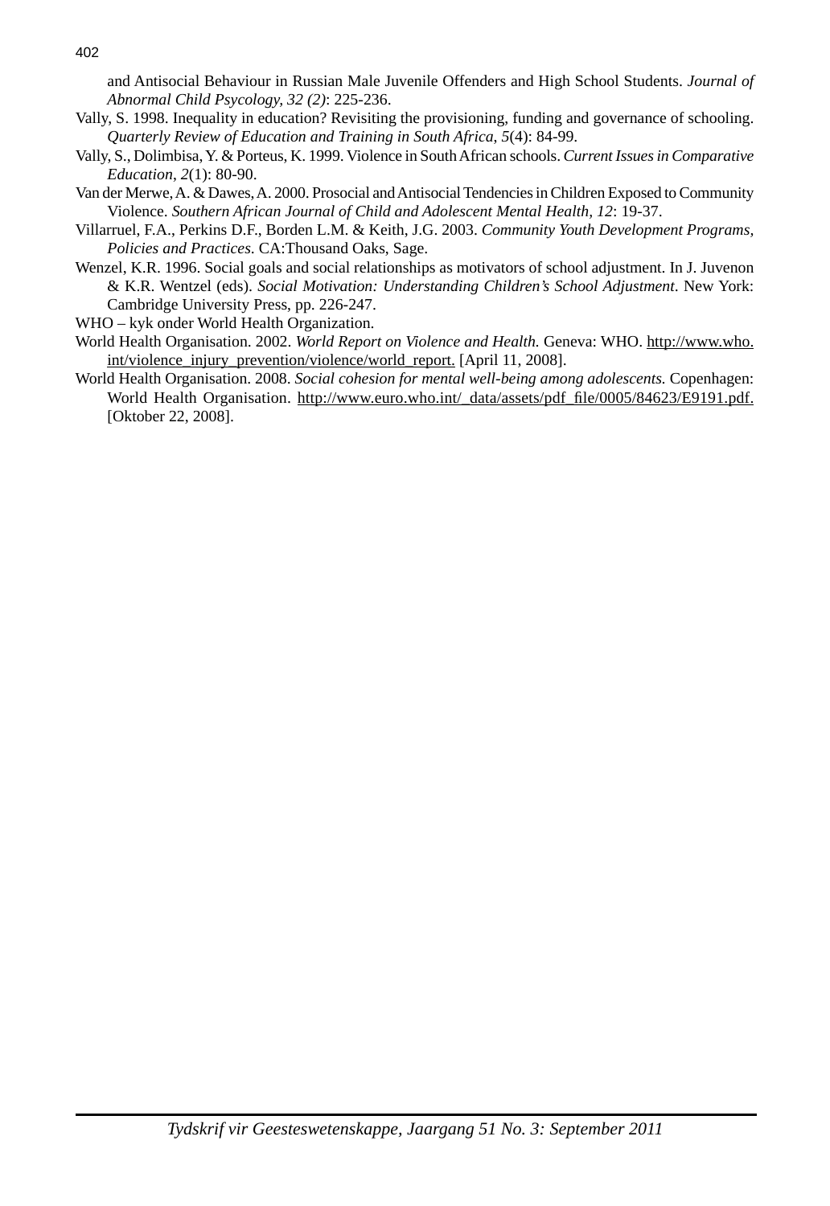and Antisocial Behaviour in Russian Male Juvenile Offenders and High School Students. *Journal of Abnormal Child Psycology, 32 (2)*: 225-236.

Vally, S. 1998. Inequality in education? Revisiting the provisioning, funding and governance of schooling. *Quarterly Review of Education and Training in South Africa*, *5*(4): 84-99.

Vally, S., Dolimbisa, Y. & Porteus, K. 1999. Violence in South African schools. *Current Issues in Comparative Education*, *2*(1): 80-90.

Van der Merwe, A. & Dawes, A. 2000. Prosocial and Antisocial Tendencies in Children Exposed to Community Violence. *Southern African Journal of Child and Adolescent Mental Health, 12*: 19-37.

Villarruel, F.A., Perkins D.F., Borden L.M. & Keith, J.G. 2003. *Community Youth Development Programs, Policies and Practices.* CA:Thousand Oaks, Sage.

Wenzel, K.R. 1996. Social goals and social relationships as motivators of school adjustment. In J. Juvenon & K.R. Wentzel (eds). *Social Motivation: Understanding Children's School Adjustment*. New York: Cambridge University Press, pp. 226-247.

WHO – kyk onder World Health Organization.

World Health Organisation. 2002. *World Report on Violence and Health.* Geneva: WHO. http://www.who.int/violence_injury_prevention/violence/world_report. [April 11, 2008].

World Health Organisation. 2008. *Social cohesion for mental well-being among adolescents.* Copenhagen: World Health Organisation. http://www.euro.who.int/_data/assets/pdf_file/0005/84623/E9191.pdf. [Oktober 22, 2008].